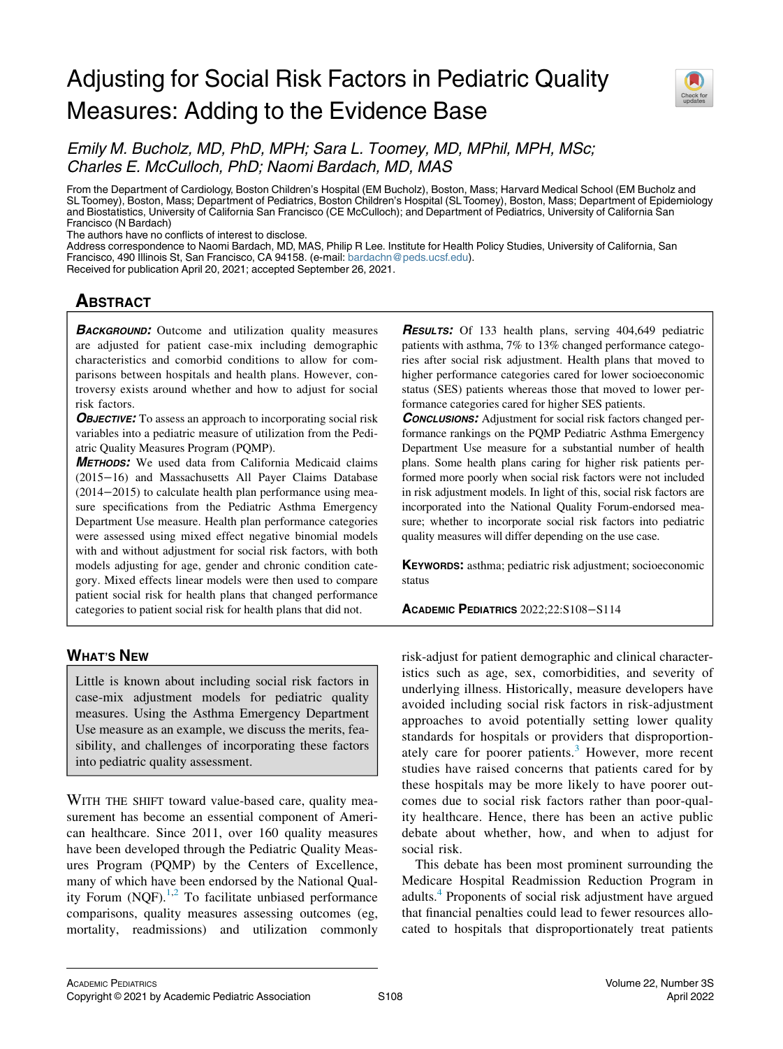# Adjusting for Social Risk Factors in Pediatric Quality Measures: Adding to the Evidence Base

*Emily M. Bucholz, MD, PhD, MPH; Sara L. Toomey, MD, MPhil, MPH, MSc; Charles E. McCulloch, PhD; Naomi Bardach, MD, MAS*

From the Department of Cardiology, Boston Children's Hospital (EM Bucholz), Boston, Mass; Harvard Medical School (EM Bucholz and SL Toomey), Boston, Mass; Department of Pediatrics, Boston Children's Hospital (SL Toomey), Boston, Mass; Department of Epidemiology and Biostatistics, University of California San Francisco (CE McCulloch); and Department of Pediatrics, University of California San Francisco (N Bardach)

The authors have no conflicts of interest to disclose.

Address correspondence to Naomi Bardach, MD, MAS, Philip R Lee. Institute for Health Policy Studies, University of California, San Francisco, 490 Illinois St, San Francisco, CA 94158. (e-mail: bardachn@peds.ucsf.edu).

Received for publication April 20, 2021; accepted September 26, 2021.

## Abstract

***Background:*** Outcome and utilization quality measures are adjusted for patient case-mix including demographic characteristics and comorbid conditions to allow for comparisons between hospitals and health plans. However, controversy exists around whether and how to adjust for social risk factors.

***Objective:*** To assess an approach to incorporating social risk variables into a pediatric measure of utilization from the Pediatric Quality Measures Program (PQMP).

***Methods:*** We used data from California Medicaid claims (2015−16) and Massachusetts All Payer Claims Database (2014−2015) to calculate health plan performance using measure specifications from the Pediatric Asthma Emergency Department Use measure. Health plan performance categories were assessed using mixed effect negative binomial models with and without adjustment for social risk factors, with both models adjusting for age, gender and chronic condition category. Mixed effects linear models were then used to compare patient social risk for health plans that changed performance categories to patient social risk for health plans that did not.

***Results:*** Of 133 health plans, serving 404,649 pediatric patients with asthma, 7% to 13% changed performance categories after social risk adjustment. Health plans that moved to higher performance categories cared for lower socioeconomic status (SES) patients whereas those that moved to lower performance categories cared for higher SES patients.

***Conclusions:*** Adjustment for social risk factors changed performance rankings on the PQMP Pediatric Asthma Emergency Department Use measure for a substantial number of health plans. Some health plans caring for higher risk patients performed more poorly when social risk factors were not included in risk adjustment models. In light of this, social risk factors are incorporated into the National Quality Forum-endorsed measure; whether to incorporate social risk factors into pediatric quality measures will differ depending on the use case.

**Keywords:** asthma; pediatric risk adjustment; socioeconomic status

## What's New

Little is known about including social risk factors in case-mix adjustment models for pediatric quality measures. Using the Asthma Emergency Department Use measure as an example, we discuss the merits, feasibility, and challenges of incorporating these factors into pediatric quality assessment.

With the shift toward value-based care, quality measurement has become an essential component of American healthcare. Since 2011, over 160 quality measures have been developed through the Pediatric Quality Measures Program (PQMP) by the Centers of Excellence, many of which have been endorsed by the National Quality Forum (NQF).[1,2] To facilitate unbiased performance comparisons, quality measures assessing outcomes (eg, mortality, readmissions) and utilization commonly risk-adjust for patient demographic and clinical characteristics such as age, sex, comorbidities, and severity of underlying illness. Historically, measure developers have avoided including social risk factors in risk-adjustment approaches to avoid potentially setting lower quality standards for hospitals or providers that disproportionately care for poorer patients.[3] However, more recent studies have raised concerns that patients cared for by these hospitals may be more likely to have poorer outcomes due to social risk factors rather than poor-quality healthcare. Hence, there has been an active public debate about whether, how, and when to adjust for social risk.

This debate has been most prominent surrounding the Medicare Hospital Readmission Reduction Program in adults.[4] Proponents of social risk adjustment have argued that financial penalties could lead to fewer resources allocated to hospitals that disproportionately treat patients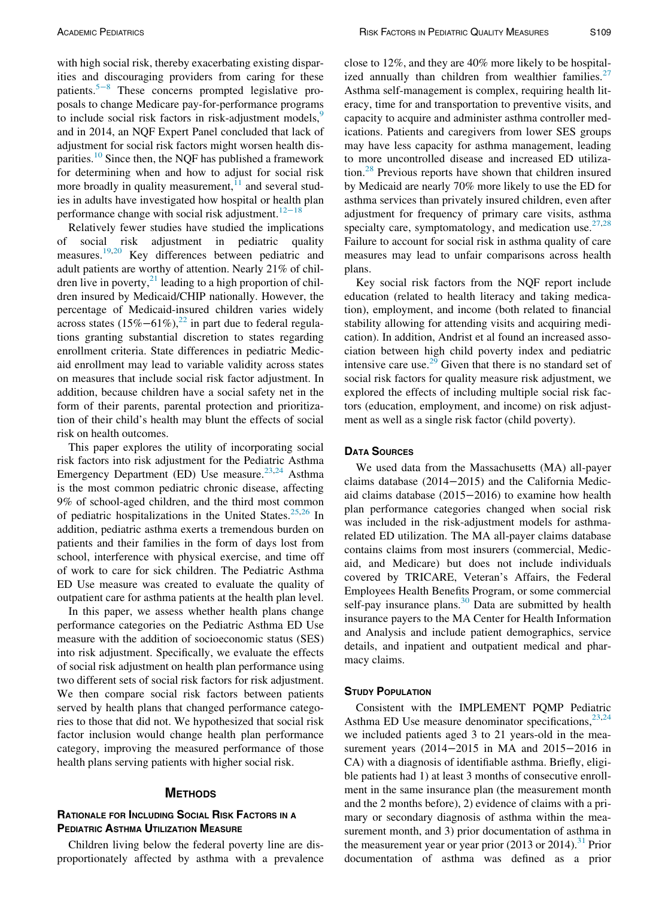with high social risk, thereby exacerbating existing disparities and discouraging providers from caring for these patients.[5−8] These concerns prompted legislative proposals to change Medicare pay-for-performance programs to include social risk factors in risk-adjustment models,[9] and in 2014, an NQF Expert Panel concluded that lack of adjustment for social risk factors might worsen health disparities.[10] Since then, the NQF has published a framework for determining when and how to adjust for social risk more broadly in quality measurement,[11] and several studies in adults have investigated how hospital or health plan performance change with social risk adjustment.[12−18]

Relatively fewer studies have studied the implications of social risk adjustment in pediatric quality measures.[19,20] Key differences between pediatric and adult patients are worthy of attention. Nearly 21% of children live in poverty,[21] leading to a high proportion of children insured by Medicaid/CHIP nationally. However, the percentage of Medicaid-insured children varies widely across states (15%−61%),[22] in part due to federal regulations granting substantial discretion to states regarding enrollment criteria. State differences in pediatric Medicaid enrollment may lead to variable validity across states on measures that include social risk factor adjustment. In addition, because children have a social safety net in the form of their parents, parental protection and prioritization of their child's health may blunt the effects of social risk on health outcomes.

This paper explores the utility of incorporating social risk factors into risk adjustment for the Pediatric Asthma Emergency Department (ED) Use measure.[23,24] Asthma is the most common pediatric chronic disease, affecting 9% of school-aged children, and the third most common of pediatric hospitalizations in the United States.[25,26] In addition, pediatric asthma exerts a tremendous burden on patients and their families in the form of days lost from school, interference with physical exercise, and time off of work to care for sick children. The Pediatric Asthma ED Use measure was created to evaluate the quality of outpatient care for asthma patients at the health plan level.

In this paper, we assess whether health plans change performance categories on the Pediatric Asthma ED Use measure with the addition of socioeconomic status (SES) into risk adjustment. Specifically, we evaluate the effects of social risk adjustment on health plan performance using two different sets of social risk factors for risk adjustment. We then compare social risk factors between patients served by health plans that changed performance categories to those that did not. We hypothesized that social risk factor inclusion would change health plan performance category, improving the measured performance of those health plans serving patients with higher social risk.

## Methods

### Rationale for Including Social Risk Factors in a Pediatric Asthma Utilization Measure

Children living below the federal poverty line are disproportionately affected by asthma with a prevalence close to 12%, and they are 40% more likely to be hospitalized annually than children from wealthier families.[27] Asthma self-management is complex, requiring health literacy, time for and transportation to preventive visits, and capacity to acquire and administer asthma controller medications. Patients and caregivers from lower SES groups may have less capacity for asthma management, leading to more uncontrolled disease and increased ED utilization.[28] Previous reports have shown that children insured by Medicaid are nearly 70% more likely to use the ED for asthma services than privately insured children, even after adjustment for frequency of primary care visits, asthma specialty care, symptomatology, and medication use.[27,28] Failure to account for social risk in asthma quality of care measures may lead to unfair comparisons across health plans.

Key social risk factors from the NQF report include education (related to health literacy and taking medication), employment, and income (both related to financial stability allowing for attending visits and acquiring medication). In addition, Andrist et al found an increased association between high child poverty index and pediatric intensive care use.[29] Given that there is no standard set of social risk factors for quality measure risk adjustment, we explored the effects of including multiple social risk factors (education, employment, and income) on risk adjustment as well as a single risk factor (child poverty).

### Data Sources

We used data from the Massachusetts (MA) all-payer claims database (2014−2015) and the California Medicaid claims database (2015−2016) to examine how health plan performance categories changed when social risk was included in the risk-adjustment models for asthma-related ED utilization. The MA all-payer claims database contains claims from most insurers (commercial, Medicaid, and Medicare) but does not include individuals covered by TRICARE, Veteran's Affairs, the Federal Employees Health Benefits Program, or some commercial self-pay insurance plans.[30] Data are submitted by health insurance payers to the MA Center for Health Information and Analysis and include patient demographics, service details, and inpatient and outpatient medical and pharmacy claims.

### Study Population

Consistent with the IMPLEMENT PQMP Pediatric Asthma ED Use measure denominator specifications,[23,24] we included patients aged 3 to 21 years-old in the measurement years (2014−2015 in MA and 2015−2016 in CA) with a diagnosis of identifiable asthma. Briefly, eligible patients had 1) at least 3 months of consecutive enrollment in the same insurance plan (the measurement month and the 2 months before), 2) evidence of claims with a primary or secondary diagnosis of asthma within the measurement month, and 3) prior documentation of asthma in the measurement year or year prior (2013 or 2014).[31] Prior documentation of asthma was defined as a prior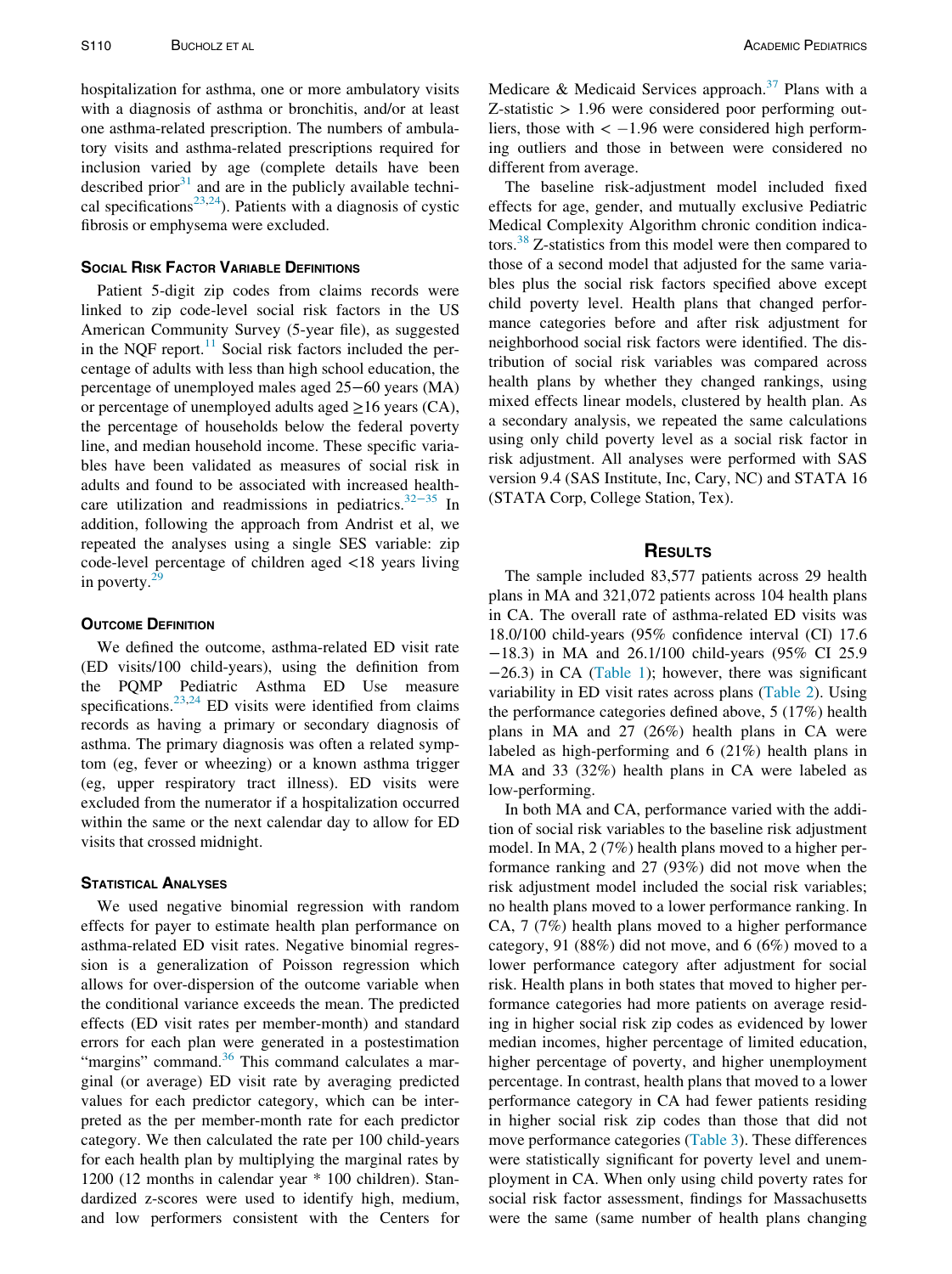hospitalization for asthma, one or more ambulatory visits with a diagnosis of asthma or bronchitis, and/or at least one asthma-related prescription. The numbers of ambulatory visits and asthma-related prescriptions required for inclusion varied by age (complete details have been described prior[31] and are in the publicly available technical specifications[23,24]). Patients with a diagnosis of cystic fibrosis or emphysema were excluded.

### Social Risk Factor Variable Definitions

Patient 5-digit zip codes from claims records were linked to zip code-level social risk factors in the US American Community Survey (5-year file), as suggested in the NQF report.[11] Social risk factors included the percentage of adults with less than high school education, the percentage of unemployed males aged 25−60 years (MA) or percentage of unemployed adults aged ≥16 years (CA), the percentage of households below the federal poverty line, and median household income. These specific variables have been validated as measures of social risk in adults and found to be associated with increased healthcare utilization and readmissions in pediatrics.[32−35] In addition, following the approach from Andrist et al, we repeated the analyses using a single SES variable: zip code-level percentage of children aged <18 years living in poverty.[29]

### Outcome Definition

We defined the outcome, asthma-related ED visit rate (ED visits/100 child-years), using the definition from the PQMP Pediatric Asthma ED Use measure specifications.[23,24] ED visits were identified from claims records as having a primary or secondary diagnosis of asthma. The primary diagnosis was often a related symptom (eg, fever or wheezing) or a known asthma trigger (eg, upper respiratory tract illness). ED visits were excluded from the numerator if a hospitalization occurred within the same or the next calendar day to allow for ED visits that crossed midnight.

### Statistical Analyses

We used negative binomial regression with random effects for payer to estimate health plan performance on asthma-related ED visit rates. Negative binomial regression is a generalization of Poisson regression which allows for over-dispersion of the outcome variable when the conditional variance exceeds the mean. The predicted effects (ED visit rates per member-month) and standard errors for each plan were generated in a postestimation "margins" command.[36] This command calculates a marginal (or average) ED visit rate by averaging predicted values for each predictor category, which can be interpreted as the per member-month rate for each predictor category. We then calculated the rate per 100 child-years for each health plan by multiplying the marginal rates by 1200 (12 months in calendar year * 100 children). Standardized z-scores were used to identify high, medium, and low performers consistent with the Centers for Medicare & Medicaid Services approach.[37] Plans with a Z-statistic > 1.96 were considered poor performing outliers, those with < −1.96 were considered high performing outliers and those in between were considered no different from average.

The baseline risk-adjustment model included fixed effects for age, gender, and mutually exclusive Pediatric Medical Complexity Algorithm chronic condition indicators.[38] Z-statistics from this model were then compared to those of a second model that adjusted for the same variables plus the social risk factors specified above except child poverty level. Health plans that changed performance categories before and after risk adjustment for neighborhood social risk factors were identified. The distribution of social risk variables was compared across health plans by whether they changed rankings, using mixed effects linear models, clustered by health plan. As a secondary analysis, we repeated the same calculations using only child poverty level as a social risk factor in risk adjustment. All analyses were performed with SAS version 9.4 (SAS Institute, Inc, Cary, NC) and STATA 16 (STATA Corp, College Station, Tex).

## Results

The sample included 83,577 patients across 29 health plans in MA and 321,072 patients across 104 health plans in CA. The overall rate of asthma-related ED visits was 18.0/100 child-years (95% confidence interval (CI) 17.6−18.3) in MA and 26.1/100 child-years (95% CI 25.9−26.3) in CA (Table 1); however, there was significant variability in ED visit rates across plans (Table 2). Using the performance categories defined above, 5 (17%) health plans in MA and 27 (26%) health plans in CA were labeled as high-performing and 6 (21%) health plans in MA and 33 (32%) health plans in CA were labeled as low-performing.

In both MA and CA, performance varied with the addition of social risk variables to the baseline risk adjustment model. In MA, 2 (7%) health plans moved to a higher performance ranking and 27 (93%) did not move when the risk adjustment model included the social risk variables; no health plans moved to a lower performance ranking. In CA, 7 (7%) health plans moved to a higher performance category, 91 (88%) did not move, and 6 (6%) moved to a lower performance category after adjustment for social risk. Health plans in both states that moved to higher performance categories had more patients on average residing in higher social risk zip codes as evidenced by lower median incomes, higher percentage of limited education, higher percentage of poverty, and higher unemployment percentage. In contrast, health plans that moved to a lower performance category in CA had fewer patients residing in higher social risk zip codes than those that did not move performance categories (Table 3). These differences were statistically significant for poverty level and unemployment in CA. When only using child poverty rates for social risk factor assessment, findings for Massachusetts were the same (same number of health plans changing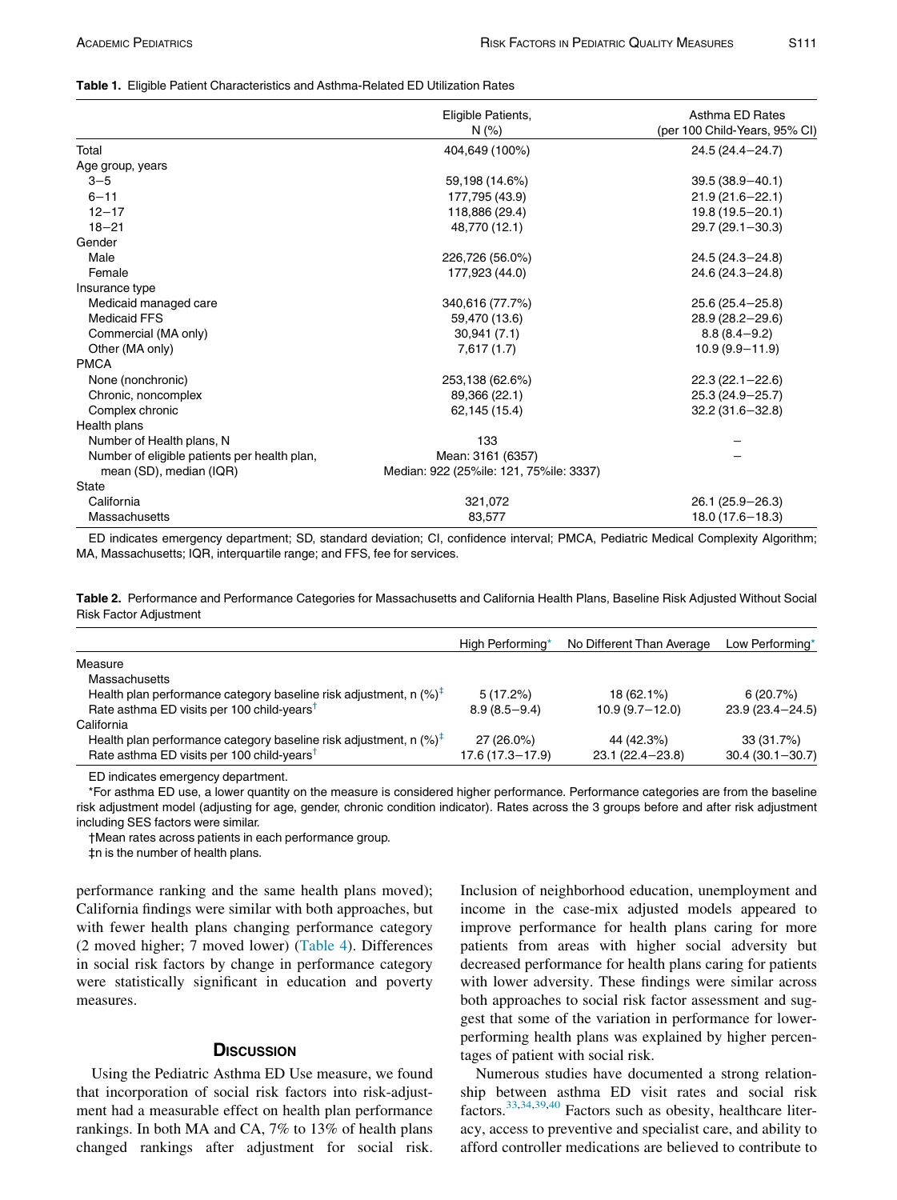**Table 1.** Eligible Patient Characteristics and Asthma-Related ED Utilization Rates

| | Eligible Patients, N (%) | Asthma ED Rates (per 100 Child-Years, 95% CI) |
|---|---|---|
| Total | 404,649 (100%) | 24.5 (24.4–24.7) |
| Age group, years | | |
| 3–5 | 59,198 (14.6%) | 39.5 (38.9–40.1) |
| 6–11 | 177,795 (43.9) | 21.9 (21.6–22.1) |
| 12–17 | 118,886 (29.4) | 19.8 (19.5–20.1) |
| 18–21 | 48,770 (12.1) | 29.7 (29.1–30.3) |
| Gender | | |
| Male | 226,726 (56.0%) | 24.5 (24.3–24.8) |
| Female | 177,923 (44.0) | 24.6 (24.3–24.8) |
| Insurance type | | |
| Medicaid managed care | 340,616 (77.7%) | 25.6 (25.4–25.8) |
| Medicaid FFS | 59,470 (13.6) | 28.9 (28.2–29.6) |
| Commercial (MA only) | 30,941 (7.1) | 8.8 (8.4–9.2) |
| Other (MA only) | 7,617 (1.7) | 10.9 (9.9–11.9) |
| PMCA | | |
| None (nonchronic) | 253,138 (62.6%) | 22.3 (22.1–22.6) |
| Chronic, noncomplex | 89,366 (22.1) | 25.3 (24.9–25.7) |
| Complex chronic | 62,145 (15.4) | 32.2 (31.6–32.8) |
| Health plans | | |
| Number of Health plans, N | 133 | – |
| Number of eligible patients per health plan, mean (SD), median (IQR) | Mean: 3161 (6357) Median: 922 (25%ile: 121, 75%ile: 3337) | – |
| State | | |
| California | 321,072 | 26.1 (25.9–26.3) |
| Massachusetts | 83,577 | 18.0 (17.6–18.3) |

ED indicates emergency department; SD, standard deviation; CI, confidence interval; PMCA, Pediatric Medical Complexity Algorithm; MA, Massachusetts; IQR, interquartile range; and FFS, fee for services.

**Table 2.** Performance and Performance Categories for Massachusetts and California Health Plans, Baseline Risk Adjusted Without Social Risk Factor Adjustment

| | High Performing* | No Different Than Average | Low Performing* |
|---|---|---|---|
| Measure | | | |
| Massachusetts | | | |
| Health plan performance category baseline risk adjustment, n (%)‡ | 5 (17.2%) | 18 (62.1%) | 6 (20.7%) |
| Rate asthma ED visits per 100 child-years† | 8.9 (8.5–9.4) | 10.9 (9.7–12.0) | 23.9 (23.4–24.5) |
| California | | | |
| Health plan performance category baseline risk adjustment, n (%)‡ | 27 (26.0%) | 44 (42.3%) | 33 (31.7%) |
| Rate asthma ED visits per 100 child-years† | 17.6 (17.3–17.9) | 23.1 (22.4–23.8) | 30.4 (30.1–30.7) |

ED indicates emergency department.

*For asthma ED use, a lower quantity on the measure is considered higher performance. Performance categories are from the baseline risk adjustment model (adjusting for age, gender, chronic condition indicator). Rates across the 3 groups before and after risk adjustment including SES factors were similar.

†Mean rates across patients in each performance group.

‡n is the number of health plans.

performance ranking and the same health plans moved); California findings were similar with both approaches, but with fewer health plans changing performance category (2 moved higher; 7 moved lower) (Table 4). Differences in social risk factors by change in performance category were statistically significant in education and poverty measures.

## Discussion

Using the Pediatric Asthma ED Use measure, we found that incorporation of social risk factors into risk-adjustment had a measurable effect on health plan performance rankings. In both MA and CA, 7% to 13% of health plans changed rankings after adjustment for social risk. Inclusion of neighborhood education, unemployment and income in the case-mix adjusted models appeared to improve performance for health plans caring for more patients from areas with higher social adversity but decreased performance for health plans caring for patients with lower adversity. These findings were similar across both approaches to social risk factor assessment and suggest that some of the variation in performance for lower-performing health plans was explained by higher percentages of patient with social risk.

Numerous studies have documented a strong relationship between asthma ED visit rates and social risk factors.[33,34,39,40] Factors such as obesity, healthcare literacy, access to preventive and specialist care, and ability to afford controller medications are believed to contribute to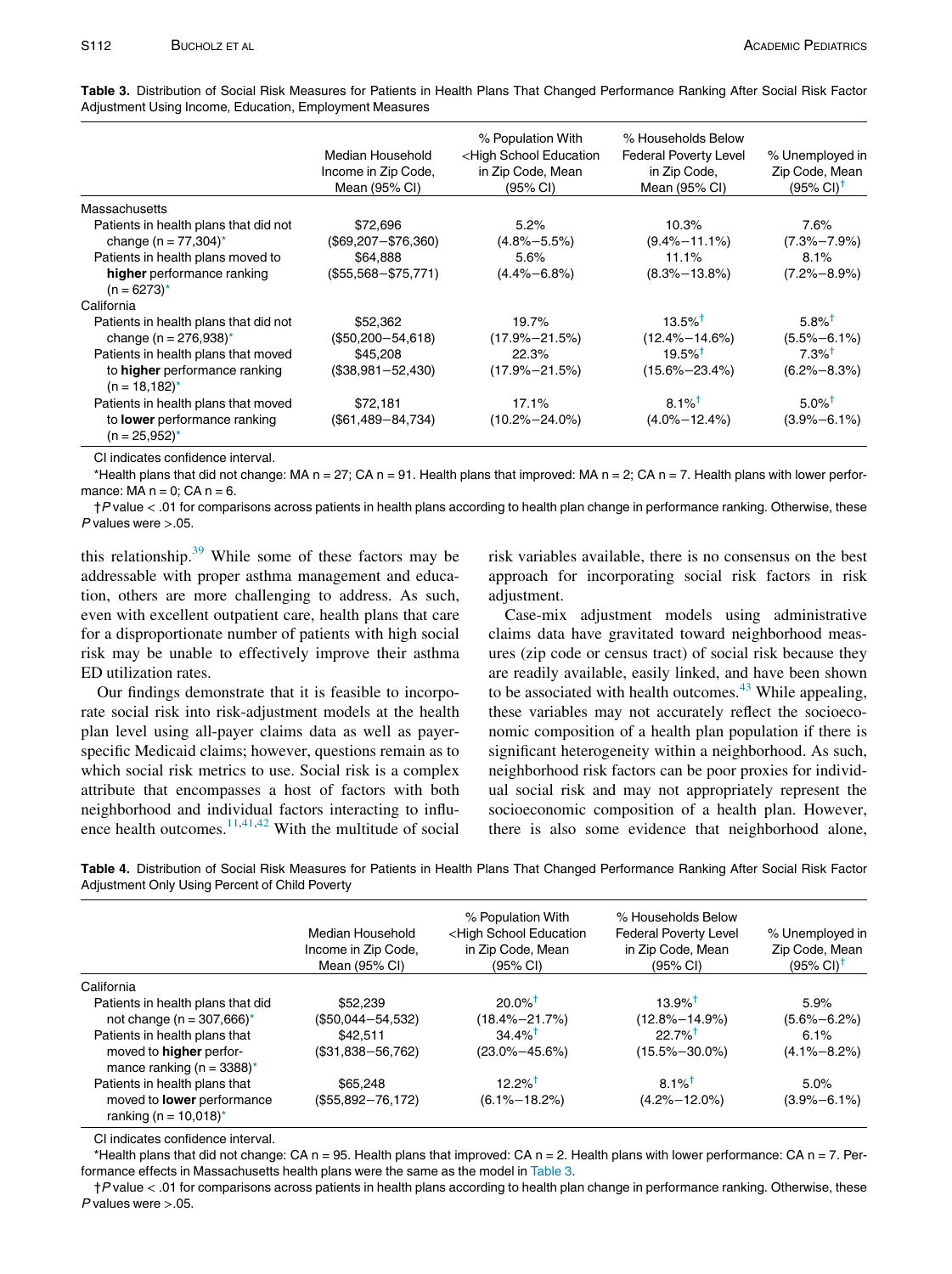**Table 3.** Distribution of Social Risk Measures for Patients in Health Plans That Changed Performance Ranking After Social Risk Factor Adjustment Using Income, Education, Employment Measures

| | Median Household Income in Zip Code, Mean (95% CI) | % Population With <High School Education in Zip Code, Mean (95% CI) | % Households Below Federal Poverty Level in Zip Code, Mean (95% CI) | % Unemployed in Zip Code, Mean (95% CI)† |
|---|---|---|---|---|
| Massachusetts | | | | |
| Patients in health plans that did not change (n = 77,304)* | $72,696 ($69,207–$76,360) | 5.2% (4.8%–5.5%) | 10.3% (9.4%–11.1%) | 7.6% (7.3%–7.9%) |
| Patients in health plans moved to **higher** performance ranking (n = 6273)* | $64,888 ($55,568–$75,771) | 5.6% (4.4%–6.8%) | 11.1% (8.3%–13.8%) | 8.1% (7.2%–8.9%) |
| California | | | | |
| Patients in health plans that did not change (n = 276,938)* | $52,362 ($50,200–54,618) | 19.7% (17.9%–21.5%) | 13.5%† (12.4%–14.6%) | 5.8%† (5.5%–6.1%) |
| Patients in health plans that moved to **higher** performance ranking (n = 18,182)* | $45,208 ($38,981–52,430) | 22.3% (17.9%–21.5%) | 19.5%† (15.6%–23.4%) | 7.3%† (6.2%–8.3%) |
| Patients in health plans that moved to **lower** performance ranking (n = 25,952)* | $72,181 ($61,489–84,734) | 17.1% (10.2%–24.0%) | 8.1%† (4.0%–12.4%) | 5.0%† (3.9%–6.1%) |

CI indicates confidence interval.

*Health plans that did not change: MA n = 27; CA n = 91. Health plans that improved: MA n = 2; CA n = 7. Health plans with lower performance: MA n = 0; CA n = 6.

†*P* value < .01 for comparisons across patients in health plans according to health plan change in performance ranking. Otherwise, these *P* values were >.05.

this relationship.[39] While some of these factors may be addressable with proper asthma management and education, others are more challenging to address. As such, even with excellent outpatient care, health plans that care for a disproportionate number of patients with high social risk may be unable to effectively improve their asthma ED utilization rates.

Our findings demonstrate that it is feasible to incorporate social risk into risk-adjustment models at the health plan level using all-payer claims data as well as payer-specific Medicaid claims; however, questions remain as to which social risk metrics to use. Social risk is a complex attribute that encompasses a host of factors with both neighborhood and individual factors interacting to influence health outcomes.[11,41,42] With the multitude of social risk variables available, there is no consensus on the best approach for incorporating social risk factors in risk adjustment.

Case-mix adjustment models using administrative claims data have gravitated toward neighborhood measures (zip code or census tract) of social risk because they are readily available, easily linked, and have been shown to be associated with health outcomes.[43] While appealing, these variables may not accurately reflect the socioeconomic composition of a health plan population if there is significant heterogeneity within a neighborhood. As such, neighborhood risk factors can be poor proxies for individual social risk and may not appropriately represent the socioeconomic composition of a health plan. However, there is also some evidence that neighborhood alone,

**Table 4.** Distribution of Social Risk Measures for Patients in Health Plans That Changed Performance Ranking After Social Risk Factor Adjustment Only Using Percent of Child Poverty

| | Median Household Income in Zip Code, Mean (95% CI) | % Population With <High School Education in Zip Code, Mean (95% CI) | % Households Below Federal Poverty Level in Zip Code, Mean (95% CI) | % Unemployed in Zip Code, Mean (95% CI)† |
|---|---|---|---|---|
| California | | | | |
| Patients in health plans that did not change (n = 307,666)* | $52,239 ($50,044–54,532) | 20.0%† (18.4%–21.7%) | 13.9%† (12.8%–14.9%) | 5.9% (5.6%–6.2%) |
| Patients in health plans that moved to **higher** performance ranking (n = 3388)* | $42,511 ($31,838–56,762) | 34.4%† (23.0%–45.6%) | 22.7%† (15.5%–30.0%) | 6.1% (4.1%–8.2%) |
| Patients in health plans that moved to **lower** performance ranking (n = 10,018)* | $65,248 ($55,892–76,172) | 12.2%† (6.1%–18.2%) | 8.1%† (4.2%–12.0%) | 5.0% (3.9%–6.1%) |

CI indicates confidence interval.

*Health plans that did not change: CA n = 95. Health plans that improved: CA n = 2. Health plans with lower performance: CA n = 7. Performance effects in Massachusetts health plans were the same as the model in Table 3.

†*P* value < .01 for comparisons across patients in health plans according to health plan change in performance ranking. Otherwise, these *P* values were >.05.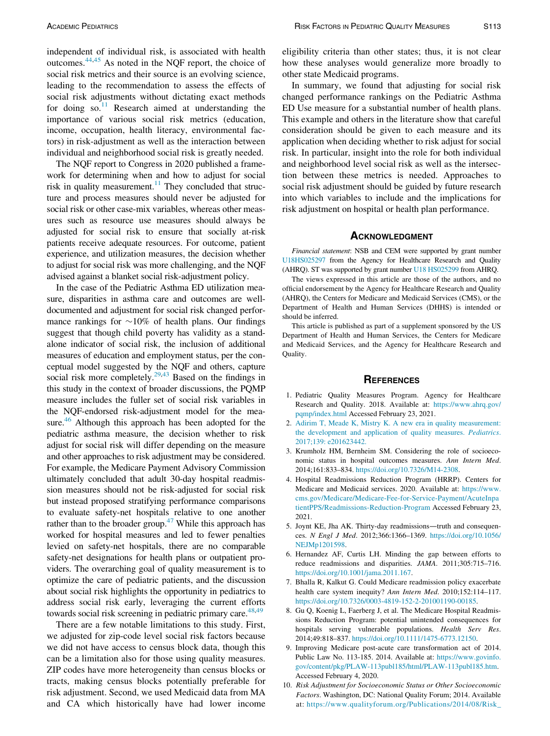independent of individual risk, is associated with health outcomes.[44,45] As noted in the NQF report, the choice of social risk metrics and their source is an evolving science, leading to the recommendation to assess the effects of social risk adjustments without dictating exact methods for doing so.[11] Research aimed at understanding the importance of various social risk metrics (education, income, occupation, health literacy, environmental factors) in risk-adjustment as well as the interaction between individual and neighborhood social risk is greatly needed.

The NQF report to Congress in 2020 published a framework for determining when and how to adjust for social risk in quality measurement.[11] They concluded that structure and process measures should never be adjusted for social risk or other case-mix variables, whereas other measures such as resource use measures should always be adjusted for social risk to ensure that socially at-risk patients receive adequate resources. For outcome, patient experience, and utilization measures, the decision whether to adjust for social risk was more challenging, and the NQF advised against a blanket social risk-adjustment policy.

In the case of the Pediatric Asthma ED utilization measure, disparities in asthma care and outcomes are well-documented and adjustment for social risk changed performance rankings for ∼10% of health plans. Our findings suggest that though child poverty has validity as a stand-alone indicator of social risk, the inclusion of additional measures of education and employment status, per the conceptual model suggested by the NQF and others, capture social risk more completely.[29,43] Based on the findings in this study in the context of broader discussions, the PQMP measure includes the fuller set of social risk variables in the NQF-endorsed risk-adjustment model for the measure.[46] Although this approach has been adopted for the pediatric asthma measure, the decision whether to risk adjust for social risk will differ depending on the measure and other approaches to risk adjustment may be considered. For example, the Medicare Payment Advisory Commission ultimately concluded that adult 30-day hospital readmission measures should not be risk-adjusted for social risk but instead proposed stratifying performance comparisons to evaluate safety-net hospitals relative to one another rather than to the broader group.[47] While this approach has worked for hospital measures and led to fewer penalties levied on safety-net hospitals, there are no comparable safety-net designations for health plans or outpatient providers. The overarching goal of quality measurement is to optimize the care of pediatric patients, and the discussion about social risk highlights the opportunity in pediatrics to address social risk early, leveraging the current efforts towards social risk screening in pediatric primary care.[48,49]

There are a few notable limitations to this study. First, we adjusted for zip-code level social risk factors because we did not have access to census block data, though this can be a limitation also for those using quality measures. ZIP codes have more heterogeneity than census blocks or tracts, making census blocks potentially preferable for risk adjustment. Second, we used Medicaid data from MA and CA which historically have had lower income eligibility criteria than other states; thus, it is not clear how these analyses would generalize more broadly to other state Medicaid programs.

In summary, we found that adjusting for social risk changed performance rankings on the Pediatric Asthma ED Use measure for a substantial number of health plans. This example and others in the literature show that careful consideration should be given to each measure and its application when deciding whether to risk adjust for social risk. In particular, insight into the role for both individual and neighborhood level social risk as well as the intersection between these metrics is needed. Approaches to social risk adjustment should be guided by future research into which variables to include and the implications for risk adjustment on hospital or health plan performance.

## Acknowledgment

*Financial statement*: NSB and CEM were supported by grant number U18HS025297 from the Agency for Healthcare Research and Quality (AHRQ). ST was supported by grant number U18 HS025299 from AHRQ.

The views expressed in this article are those of the authors, and no official endorsement by the Agency for Healthcare Research and Quality (AHRQ), the Centers for Medicare and Medicaid Services (CMS), or the Department of Health and Human Services (DHHS) is intended or should be inferred.

This article is published as part of a supplement sponsored by the US Department of Health and Human Services, the Centers for Medicare and Medicaid Services, and the Agency for Healthcare Research and Quality.

## References

1. Pediatric Quality Measures Program. Agency for Healthcare Research and Quality. 2018. Available at: https://www.ahrq.gov/pqmp/index.html Accessed February 23, 2021.
2. Adirim T, Meade K, Mistry K. A new era in quality measurement: the development and application of quality measures. *Pediatrics*. 2017;139: e201623442.
3. Krumholz HM, Bernheim SM. Considering the role of socioeconomic status in hospital outcomes measures. *Ann Intern Med*. 2014;161:833–834. https://doi.org/10.7326/M14-2308.
4. Hospital Readmissions Reduction Program (HRRP). Centers for Medicare and Medicaid services. 2020. Available at: https://www.cms.gov/Medicare/Medicare-Fee-for-Service-Payment/AcuteInpatientPPS/Readmissions-Reduction-Program Accessed February 23, 2021.
5. Joynt KE, Jha AK. Thirty-day readmissions—truth and consequences. *N Engl J Med*. 2012;366:1366–1369. https://doi.org/10.1056/NEJMp1201598.
6. Hernandez AF, Curtis LH. Minding the gap between efforts to reduce readmissions and disparities. *JAMA*. 2011;305:715–716. https://doi.org/10.1001/jama.2011.167.
7. Bhalla R, Kalkut G. Could Medicare readmission policy exacerbate health care system inequity? *Ann Intern Med*. 2010;152:114–117. https://doi.org/10.7326/0003-4819-152-2-201001190-00185.
8. Gu Q, Koenig L, Faerberg J, et al. The Medicare Hospital Readmissions Reduction Program: potential unintended consequences for hospitals serving vulnerable populations. *Health Serv Res*. 2014;49:818–837. https://doi.org/10.1111/1475-6773.12150.
9. Improving Medicare post-acute care transformation act of 2014. Public Law No. 113-185. 2014. Available at: https://www.govinfo.gov/content/pkg/PLAW-113publ185/html/PLAW-113publ185.htm. Accessed February 4, 2020.
10. *Risk Adjustment for Socioeconomic Status or Other Socioeconomic Factors*. Washington, DC: National Quality Forum; 2014. Available at: https://www.qualityforum.org/Publications/2014/08/Risk_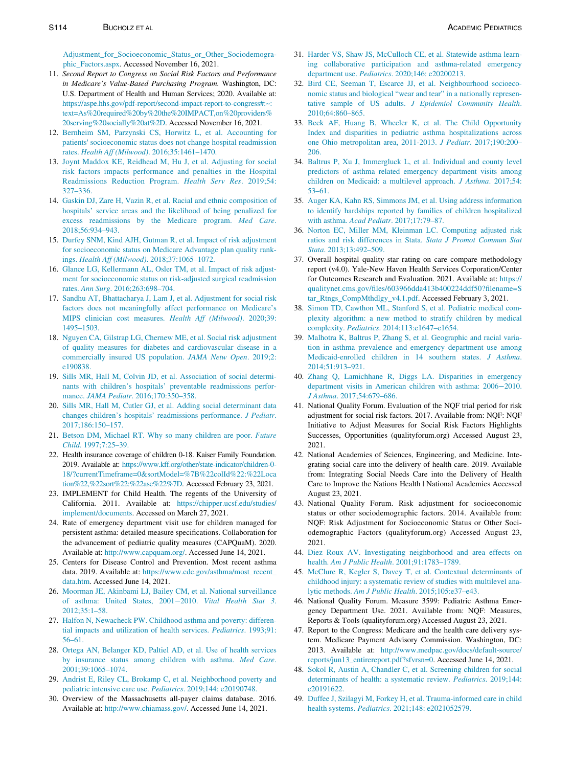Adjustment_for_Socioeconomic_Status_or_Other_Sociodemographic_Factors.aspx. Accessed November 16, 2021.

11. *Second Report to Congress on Social Risk Factors and Performance in Medicare's Value-Based Purchasing Program.* Washington, DC: U.S. Department of Health and Human Services; 2020. Available at: https://aspe.hhs.gov/pdf-report/second-impact-report-to-congress#:~:text=As%20required%20by%20the%20IMPACT,on%20providers%20serving%20socially%20at%2D. Accessed November 16, 2021.
12. Bernheim SM, Parzynski CS, Horwitz L, et al. Accounting for patients' socioeconomic status does not change hospital readmission rates. *Health Aff (Milwood)*. 2016;35:1461–1470.
13. Joynt Maddox KE, Reidhead M, Hu J, et al. Adjusting for social risk factors impacts performance and penalties in the Hospital Readmissions Reduction Program. *Health Serv Res*. 2019;54:327–336.
14. Gaskin DJ, Zare H, Vazin R, et al. Racial and ethnic composition of hospitals' service areas and the likelihood of being penalized for excess readmissions by the Medicare program. *Med Care*. 2018;56:934–943.
15. Durfey SNM, Kind AJH, Gutman R, et al. Impact of risk adjustment for socioeconomic status on Medicare Advantage plan quality rankings. *Health Aff (Milwood)*. 2018;37:1065–1072.
16. Glance LG, Kellermann AL, Osler TM, et al. Impact of risk adjustment for socioeconomic status on risk-adjusted surgical readmission rates. *Ann Surg*. 2016;263:698–704.
17. Sandhu AT, Bhattacharya J, Lam J, et al. Adjustment for social risk factors does not meaningfully affect performance on Medicare's MIPS clinician cost measures. *Health Aff (Milwood)*. 2020;39:1495–1503.
18. Nguyen CA, Gilstrap LG, Chernew ME, et al. Social risk adjustment of quality measures for diabetes and cardiovascular disease in a commercially insured US population. *JAMA Netw Open*. 2019;2:e190838.
19. Sills MR, Hall M, Colvin JD, et al. Association of social determinants with children's hospitals' preventable readmissions performance. *JAMA Pediatr*. 2016;170:350–358.
20. Sills MR, Hall M, Cutler GJ, et al. Adding social determinant data changes children's hospitals' readmissions performance. *J Pediatr*. 2017;186:150–157.
21. Betson DM, Michael RT. Why so many children are poor. *Future Child*. 1997;7:25–39.
22. Health insurance coverage of children 0-18. Kaiser Family Foundation. 2019. Available at: https://www.kff.org/other/state-indicator/children-0-18/?currentTimeframe=0&sortModel=%7B%22colId%22:%22Location%22,%22sort%22:%22asc%22%7D. Accessed February 23, 2021.
23. IMPLEMENT for Child Health. The regents of the University of California. 2011. Available at: https://chipper.ucsf.edu/studies/implement/documents. Accessed on March 27, 2021.
24. Rate of emergency department visit use for children managed for persistent asthma: detailed measure specifications. Collaboration for the advancement of pediatric quality measures (CAPQuaM). 2020. Available at: http://www.capquam.org/. Accessed June 14, 2021.
25. Centers for Disease Control and Prevention. Most recent asthma data. 2019. Available at: https://www.cdc.gov/asthma/most_recent_data.htm. Accessed June 14, 2021.
26. Moorman JE, Akinbami LJ, Bailey CM, et al. National surveillance of asthma: United States, 2001−2010. *Vital Health Stat 3*. 2012;35:1–58.
27. Halfon N, Newacheck PW. Childhood asthma and poverty: differential impacts and utilization of health services. *Pediatrics*. 1993;91:56–61.
28. Ortega AN, Belanger KD, Paltiel AD, et al. Use of health services by insurance status among children with asthma. *Med Care*. 2001;39:1065–1074.
29. Andrist E, Riley CL, Brokamp C, et al. Neighborhood poverty and pediatric intensive care use. *Pediatrics*. 2019;144: e20190748.
30. Overview of the Massachusetts all-payer claims database. 2016. Available at: http://www.chiamass.gov/. Accessed June 14, 2021.
31. Harder VS, Shaw JS, McCulloch CE, et al. Statewide asthma learning collaborative participation and asthma-related emergency department use. *Pediatrics*. 2020;146: e20200213.
32. Bird CE, Seeman T, Escarce JJ, et al. Neighbourhood socioeconomic status and biological "wear and tear" in a nationally representative sample of US adults. *J Epidemiol Community Health*. 2010;64:860–865.
33. Beck AF, Huang B, Wheeler K, et al. The Child Opportunity Index and disparities in pediatric asthma hospitalizations across one Ohio metropolitan area, 2011-2013. *J Pediatr*. 2017;190:200–206.
34. Baltrus P, Xu J, Immergluck L, et al. Individual and county level predictors of asthma related emergency department visits among children on Medicaid: a multilevel approach. *J Asthma*. 2017;54:53–61.
35. Auger KA, Kahn RS, Simmons JM, et al. Using address information to identify hardships reported by families of children hospitalized with asthma. *Acad Pediatr*. 2017;17:79–87.
36. Norton EC, Miller MM, Kleinman LC. Computing adjusted risk ratios and risk differences in Stata. *Stata J Promot Commun Stat Stata*. 2013;13:492–509.
37. Overall hospital quality star rating on care compare methodology report (v4.0). Yale-New Haven Health Services Corporation/Center for Outcomes Research and Evaluation. 2021. Available at: https://qualitynet.cms.gov/files/603966dda413b400224ddf50?filename=Star_Rtngs_CompMthdlgy_v4.1.pdf. Accessed February 3, 2021.
38. Simon TD, Cawthon ML, Stanford S, et al. Pediatric medical complexity algorithm: a new method to stratify children by medical complexity. *Pediatrics*. 2014;113:e1647–e1654.
39. Malhotra K, Baltrus P, Zhang S, et al. Geographic and racial variation in asthma prevalence and emergency department use among Medicaid-enrolled children in 14 southern states. *J Asthma*. 2014;51:913–921.
40. Zhang Q, Lamichhane R, Diggs LA. Disparities in emergency department visits in American children with asthma: 2006−2010. *J Asthma*. 2017;54:679–686.
41. National Quality Forum. Evaluation of the NQF trial period for risk adjustment for social risk factors. 2017. Available from: NQF: NQF Initiative to Adjust Measures for Social Risk Factors Highlights Successes, Opportunities (qualityforum.org) Accessed August 23, 2021.
42. National Academies of Sciences, Engineering, and Medicine. Integrating social care into the delivery of health care. 2019. Available from: Integrating Social Needs Care into the Delivery of Health Care to Improve the Nations Health | National Academies Accessed August 23, 2021.
43. National Quality Forum. Risk adjustment for socioeconomic status or other sociodemographic factors. 2014. Available from: NQF: Risk Adjustment for Socioeconomic Status or Other Sociodemographic Factors (qualityforum.org) Accessed August 23, 2021.
44. Diez Roux AV. Investigating neighborhood and area effects on health. *Am J Public Health*. 2001;91:1783–1789.
45. McClure R, Kegler S, Davey T, et al. Contextual determinants of childhood injury: a systematic review of studies with multilevel analytic methods. *Am J Public Health*. 2015;105:e37–e43.
46. National Quality Forum. Measure 3599: Pediatric Asthma Emergency Department Use. 2021. Available from: NQF: Measures, Reports & Tools (qualityforum.org) Accessed August 23, 2021.
47. Report to the Congress: Medicare and the health care delivery system. Medicare Payment Advisory Commission. Washington, DC: 2013. Available at: http://www.medpac.gov/docs/default-source/reports/jun13_entirereport.pdf?sfvrsn=0. Accessed June 14, 2021.
48. Sokol R, Austin A, Chandler C, et al. Screening children for social determinants of health: a systematic review. *Pediatrics*. 2019;144:e20191622.
49. Duffee J, Szilagyi M, Forkey H, et al. Trauma-informed care in child health systems. *Pediatrics*. 2021;148: e2021052579.